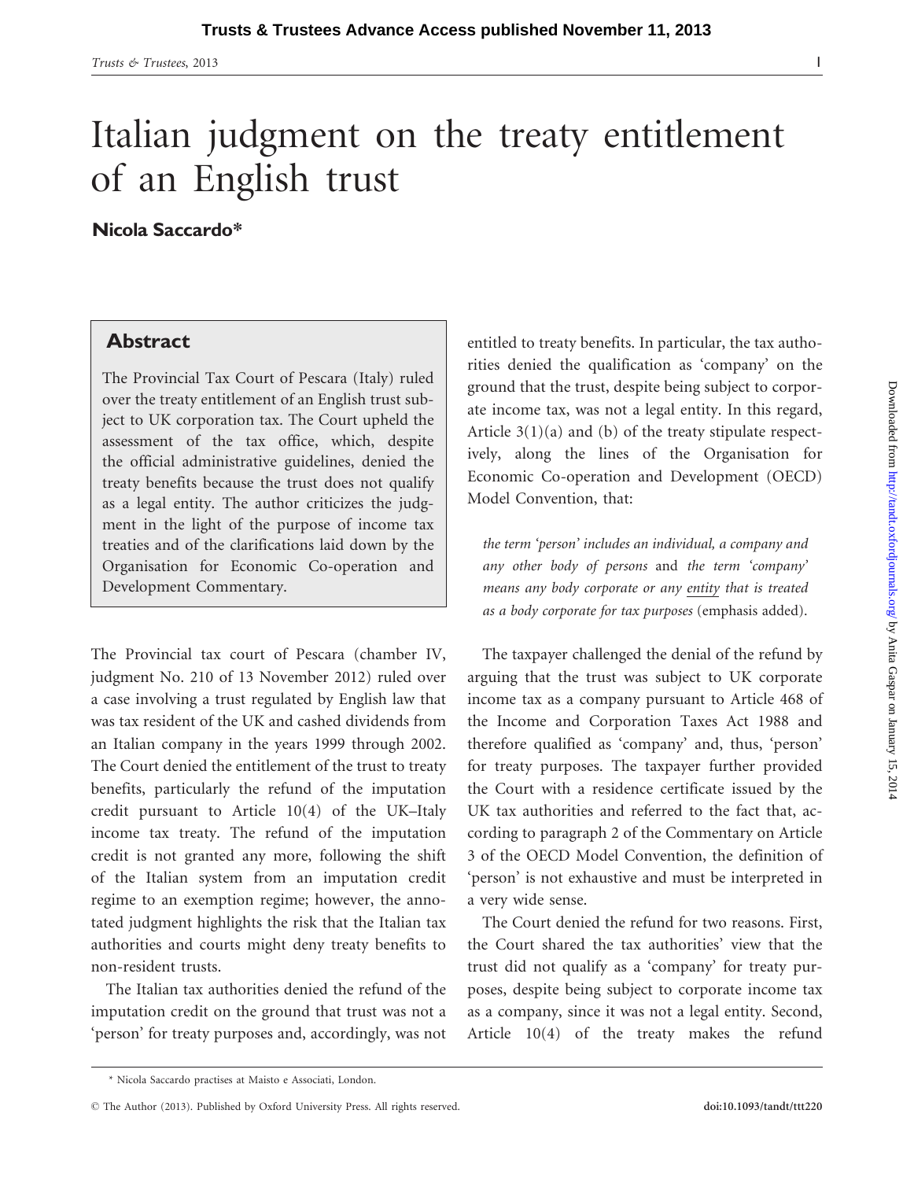# Italian judgment on the treaty entitlement of an English trust

**Nicola Saccardo***

## Abstract

The Provincial Tax Court of Pescara (Italy) ruled over the treaty entitlement of an English trust subject to UK corporation tax. The Court upheld the assessment of the tax office, which, despite the official administrative guidelines, denied the treaty benefits because the trust does not qualify as a legal entity. The author criticizes the judgment in the light of the purpose of income tax treaties and of the clarifications laid down by the Organisation for Economic Co-operation and Development Commentary.

The Provincial tax court of Pescara (chamber IV, judgment No. 210 of 13 November 2012) ruled over a case involving a trust regulated by English law that was tax resident of the UK and cashed dividends from an Italian company in the years 1999 through 2002. The Court denied the entitlement of the trust to treaty benefits, particularly the refund of the imputation credit pursuant to Article 10(4) of the UK–Italy income tax treaty. The refund of the imputation credit is not granted any more, following the shift of the Italian system from an imputation credit regime to an exemption regime; however, the annotated judgment highlights the risk that the Italian tax authorities and courts might deny treaty benefits to non-resident trusts.

The Italian tax authorities denied the refund of the imputation credit on the ground that trust was not a 'person' for treaty purposes and, accordingly, was not entitled to treaty benefits. In particular, the tax authorities denied the qualification as 'company' on the ground that the trust, despite being subject to corporate income tax, was not a legal entity. In this regard, Article 3(1)(a) and (b) of the treaty stipulate respectively, along the lines of the Organisation for Economic Co-operation and Development (OECD) Model Convention, that:

> *the term 'person' includes an individual, a company and any other body of persons* and *the term 'company' means any body corporate or any* <u>*entity*</u> *that is treated as a body corporate for tax purposes* (emphasis added).

The taxpayer challenged the denial of the refund by arguing that the trust was subject to UK corporate income tax as a company pursuant to Article 468 of the Income and Corporation Taxes Act 1988 and therefore qualified as 'company' and, thus, 'person' for treaty purposes. The taxpayer further provided the Court with a residence certificate issued by the UK tax authorities and referred to the fact that, according to paragraph 2 of the Commentary on Article 3 of the OECD Model Convention, the definition of 'person' is not exhaustive and must be interpreted in a very wide sense.

The Court denied the refund for two reasons. First, the Court shared the tax authorities' view that the trust did not qualify as a 'company' for treaty purposes, despite being subject to corporate income tax as a company, since it was not a legal entity. Second, Article 10(4) of the treaty makes the refund

\* Nicola Saccardo practises at Maisto e Associati, London.

© The Author (2013). Published by Oxford University Press. All rights reserved. doi:10.1093/tandt/ttt220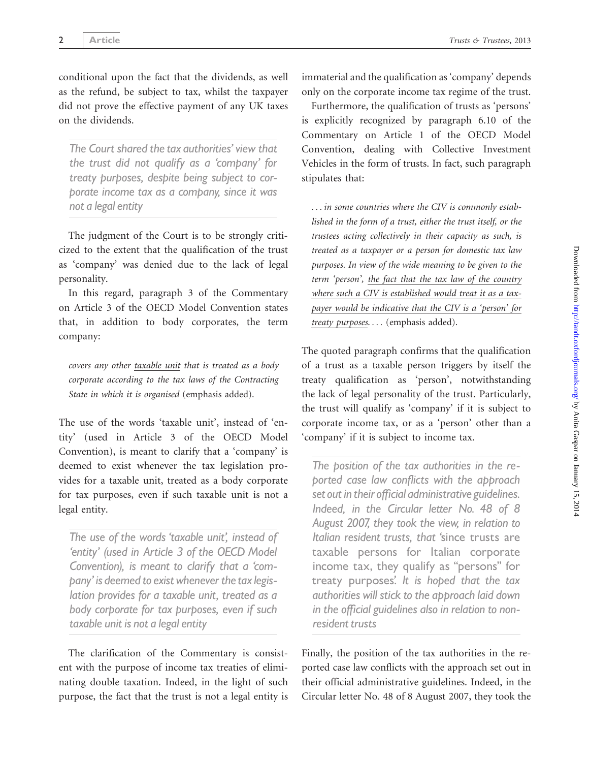conditional upon the fact that the dividends, as well as the refund, be subject to tax, whilst the taxpayer did not prove the effective payment of any UK taxes on the dividends.

> *The Court shared the tax authorities' view that the trust did not qualify as a 'company' for treaty purposes, despite being subject to corporate income tax as a company, since it was not a legal entity*

The judgment of the Court is to be strongly criticized to the extent that the qualification of the trust as 'company' was denied due to the lack of legal personality.

In this regard, paragraph 3 of the Commentary on Article 3 of the OECD Model Convention states that, in addition to body corporates, the term company:

> *covers any other taxable unit that is treated as a body corporate according to the tax laws of the Contracting State in which it is organised* (emphasis added).

The use of the words 'taxable unit', instead of 'entity' (used in Article 3 of the OECD Model Convention), is meant to clarify that a 'company' is deemed to exist whenever the tax legislation provides for a taxable unit, treated as a body corporate for tax purposes, even if such taxable unit is not a legal entity.

> *The use of the words 'taxable unit', instead of 'entity' (used in Article 3 of the OECD Model Convention), is meant to clarify that a 'company' is deemed to exist whenever the tax legislation provides for a taxable unit, treated as a body corporate for tax purposes, even if such taxable unit is not a legal entity*

The clarification of the Commentary is consistent with the purpose of income tax treaties of eliminating double taxation. Indeed, in the light of such purpose, the fact that the trust is not a legal entity is immaterial and the qualification as 'company' depends only on the corporate income tax regime of the trust.

Furthermore, the qualification of trusts as 'persons' is explicitly recognized by paragraph 6.10 of the Commentary on Article 1 of the OECD Model Convention, dealing with Collective Investment Vehicles in the form of trusts. In fact, such paragraph stipulates that:

> *. . . in some countries where the CIV is commonly established in the form of a trust, either the trust itself, or the trustees acting collectively in their capacity as such, is treated as a taxpayer or a person for domestic tax law purposes. In view of the wide meaning to be given to the term 'person', the fact that the tax law of the country where such a CIV is established would treat it as a taxpayer would be indicative that the CIV is a 'person' for treaty purposes. . . .* (emphasis added).

The quoted paragraph confirms that the qualification of a trust as a taxable person triggers by itself the treaty qualification as 'person', notwithstanding the lack of legal personality of the trust. Particularly, the trust will qualify as 'company' if it is subject to corporate income tax, or as a 'person' other than a 'company' if it is subject to income tax.

> *The position of the tax authorities in the reported case law conflicts with the approach set out in their official administrative guidelines. Indeed, in the Circular letter No. 48 of 8 August 2007, they took the view, in relation to Italian resident trusts, that* 'since trusts are taxable persons for Italian corporate income tax, they qualify as "persons" for treaty purposes'. *It is hoped that the tax authorities will stick to the approach laid down in the official guidelines also in relation to non-resident trusts*

Finally, the position of the tax authorities in the reported case law conflicts with the approach set out in their official administrative guidelines. Indeed, in the Circular letter No. 48 of 8 August 2007, they took the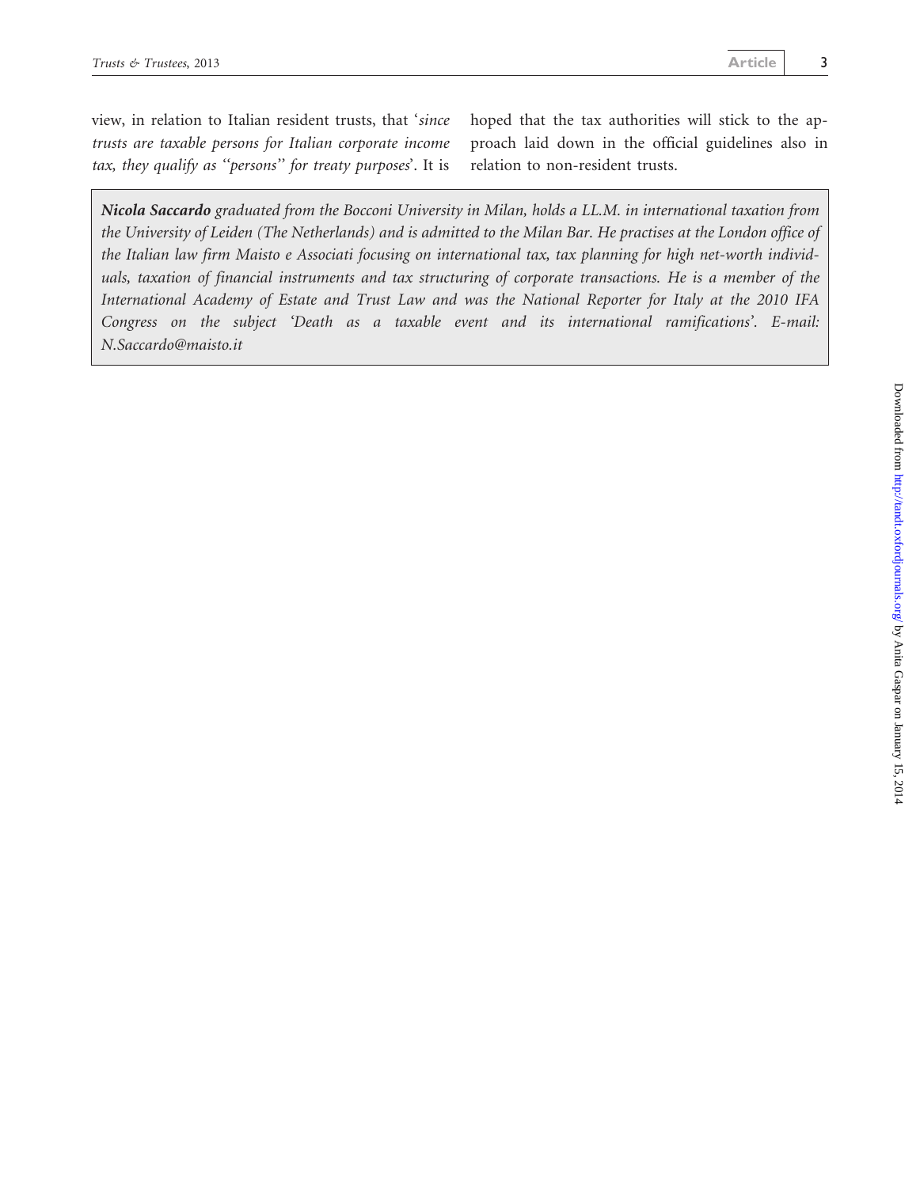view, in relation to Italian resident trusts, that '*since trusts are taxable persons for Italian corporate income tax, they qualify as "persons" for treaty purposes*'. It is hoped that the tax authorities will stick to the approach laid down in the official guidelines also in relation to non-resident trusts.

***Nicola Saccardo*** *graduated from the Bocconi University in Milan, holds a LL.M. in international taxation from the University of Leiden (The Netherlands) and is admitted to the Milan Bar. He practises at the London office of the Italian law firm Maisto e Associati focusing on international tax, tax planning for high net-worth individuals, taxation of financial instruments and tax structuring of corporate transactions. He is a member of the International Academy of Estate and Trust Law and was the National Reporter for Italy at the 2010 IFA Congress on the subject 'Death as a taxable event and its international ramifications'. E-mail: N.Saccardo@maisto.it*